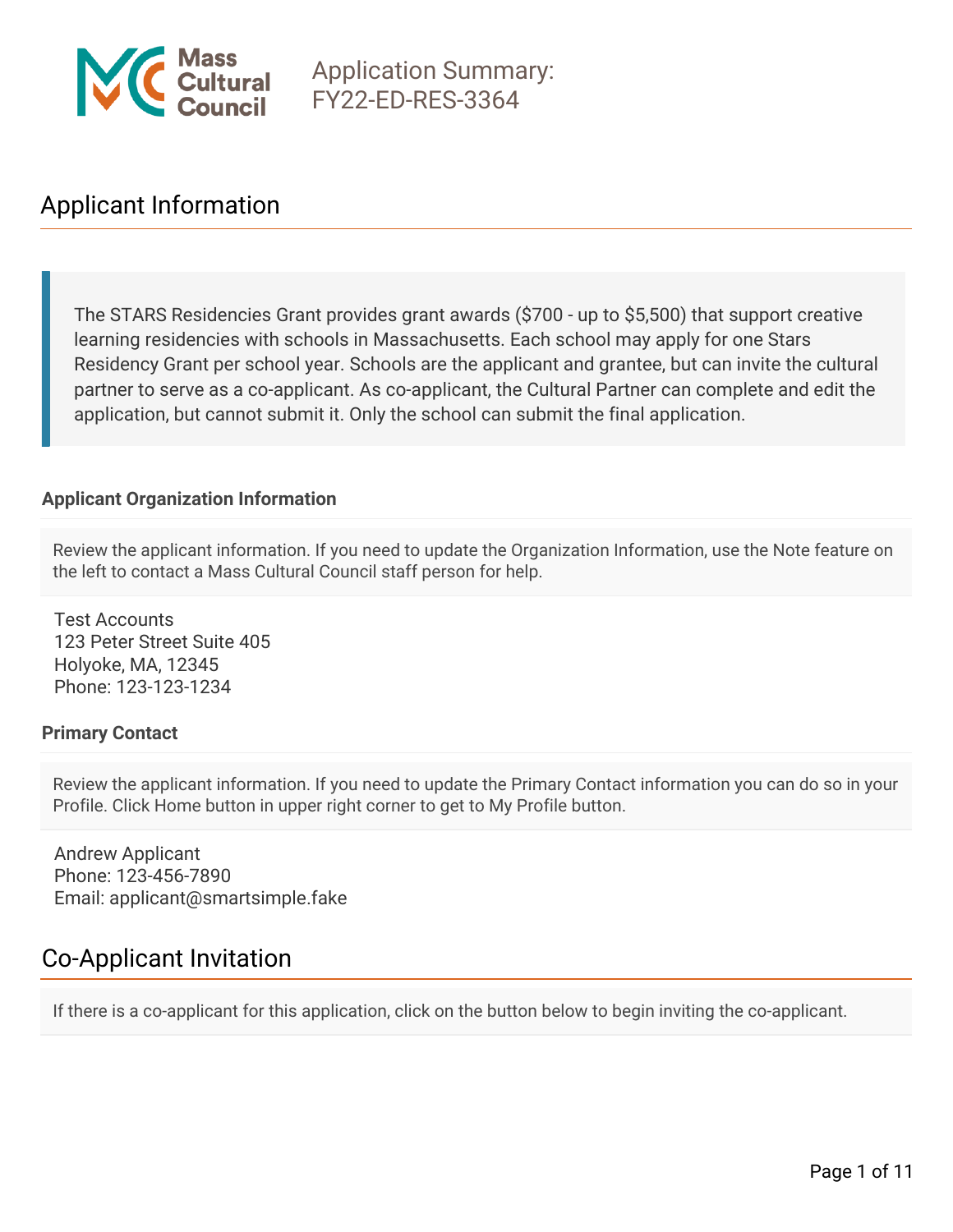Mass Cultural Council

# Application Summary: FY22-ED-RES-3364

## Applicant Information

The STARS Residencies Grant provides grant awards ($700 - up to $5,500) that support creative learning residencies with schools in Massachusetts. Each school may apply for one Stars Residency Grant per school year. Schools are the applicant and grantee, but can invite the cultural partner to serve as a co-applicant. As co-applicant, the Cultural Partner can complete and edit the application, but cannot submit it. Only the school can submit the final application.

### Applicant Organization Information

Review the applicant information. If you need to update the Organization Information, use the Note feature on the left to contact a Mass Cultural Council staff person for help.

Test Accounts
123 Peter Street Suite 405
Holyoke, MA, 12345
Phone: 123-123-1234

### Primary Contact

Review the applicant information. If you need to update the Primary Contact information you can do so in your Profile. Click Home button in upper right corner to get to My Profile button.

Andrew Applicant
Phone: 123-456-7890
Email: applicant@smartsimple.fake

## Co-Applicant Invitation

If there is a co-applicant for this application, click on the button below to begin inviting the co-applicant.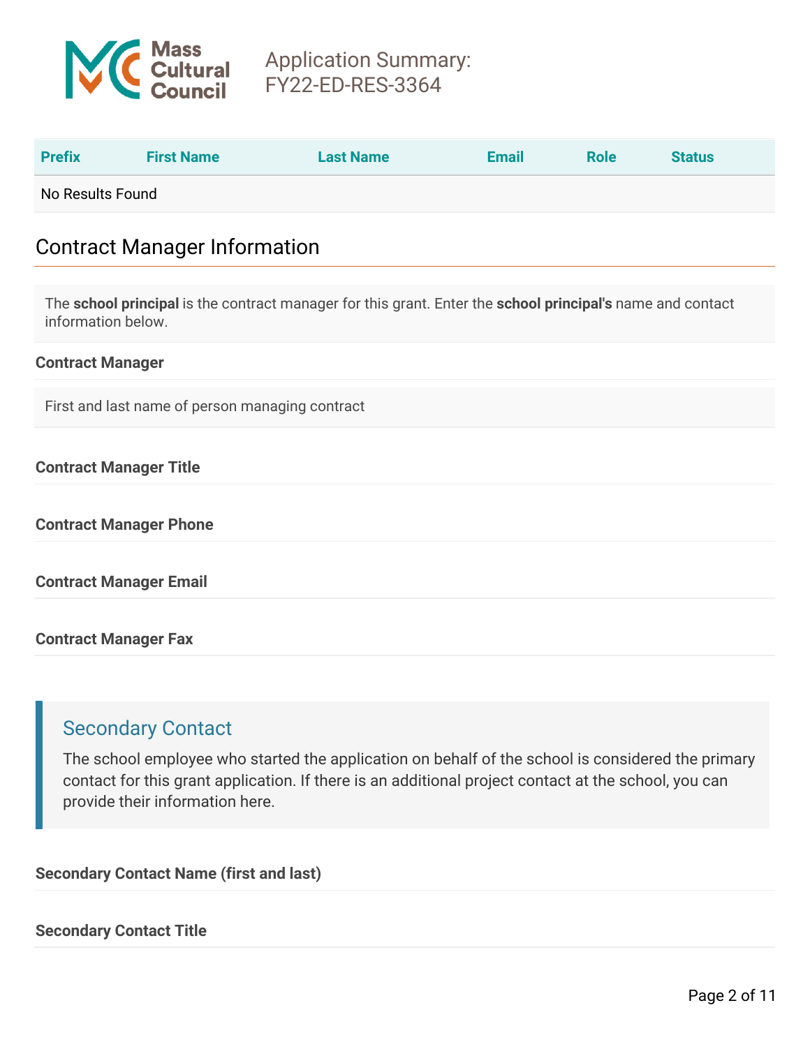| Prefix | First Name | Last Name | Email | Role | Status |
|---|---|---|---|---|---|
| No Results Found | | | | | |

## Contract Manager Information

The **school principal** is the contract manager for this grant. Enter the **school principal's** name and contact information below.

**Contract Manager**

First and last name of person managing contract

**Contract Manager Title**

**Contract Manager Phone**

**Contract Manager Email**

**Contract Manager Fax**

### Secondary Contact

The school employee who started the application on behalf of the school is considered the primary contact for this grant application. If there is an additional project contact at the school, you can provide their information here.

**Secondary Contact Name (first and last)**

**Secondary Contact Title**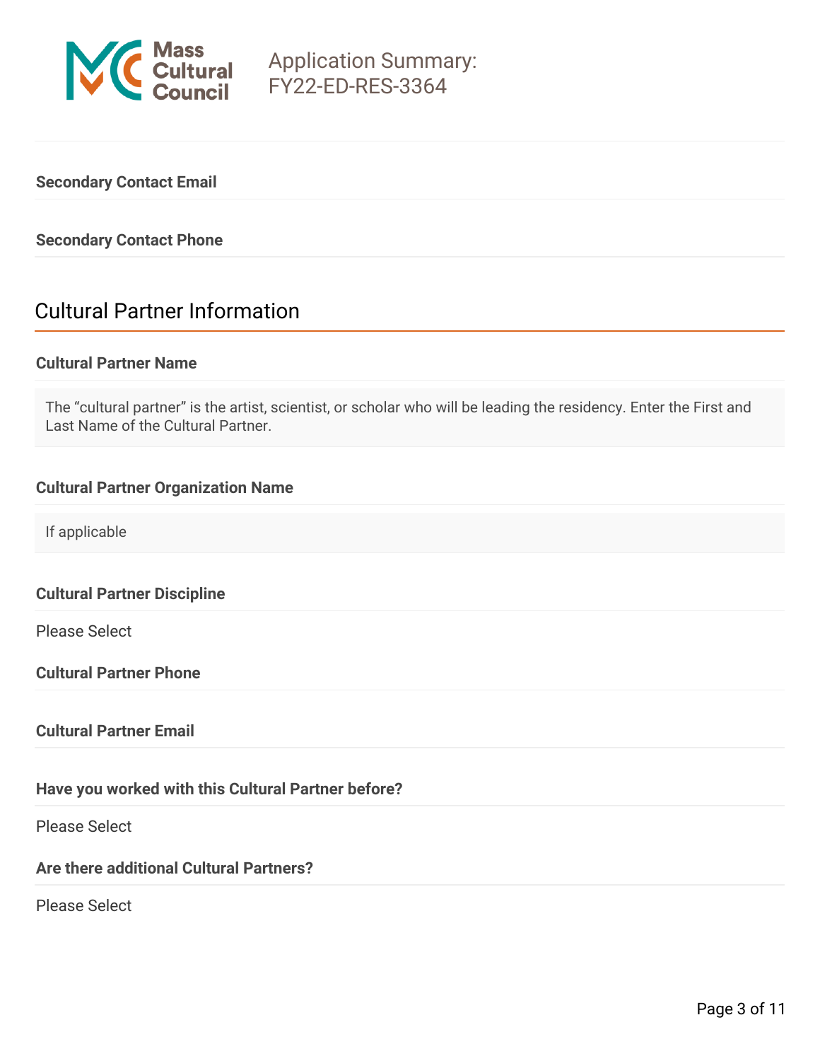**Secondary Contact Email**

**Secondary Contact Phone**

## Cultural Partner Information

**Cultural Partner Name**

The “cultural partner” is the artist, scientist, or scholar who will be leading the residency. Enter the First and Last Name of the Cultural Partner.

**Cultural Partner Organization Name**

If applicable

**Cultural Partner Discipline**

Please Select

**Cultural Partner Phone**

**Cultural Partner Email**

**Have you worked with this Cultural Partner before?**

Please Select

**Are there additional Cultural Partners?**

Please Select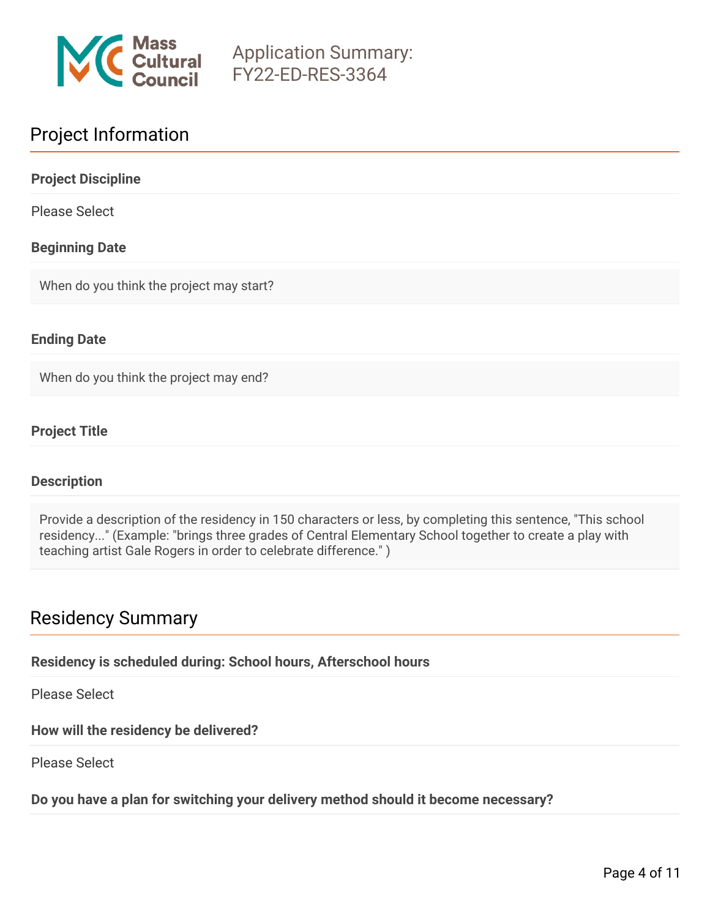# Application Summary: FY22-ED-RES-3364

## Project Information

**Project Discipline**

Please Select

**Beginning Date**

When do you think the project may start?

**Ending Date**

When do you think the project may end?

**Project Title**

**Description**

Provide a description of the residency in 150 characters or less, by completing this sentence, "This school residency..." (Example: "brings three grades of Central Elementary School together to create a play with teaching artist Gale Rogers in order to celebrate difference." )

## Residency Summary

**Residency is scheduled during: School hours, Afterschool hours**

Please Select

**How will the residency be delivered?**

Please Select

**Do you have a plan for switching your delivery method should it become necessary?**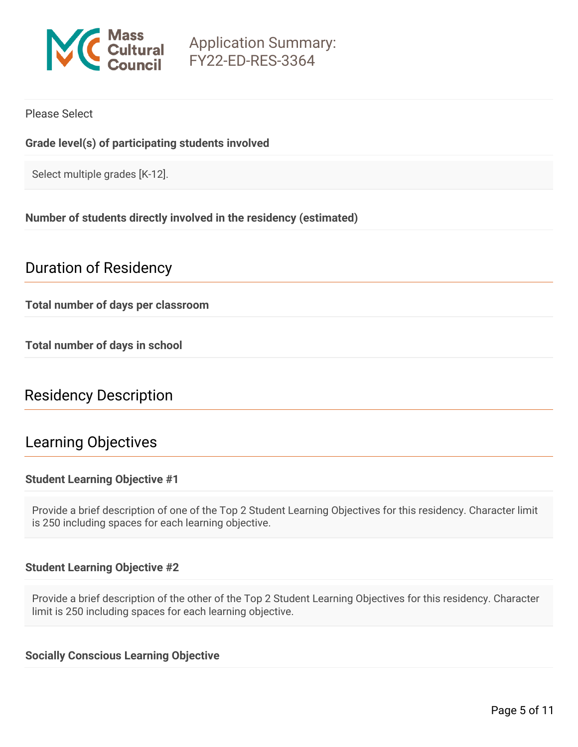Please Select

**Grade level(s) of participating students involved**

Select multiple grades [K-12].

**Number of students directly involved in the residency (estimated)**

## Duration of Residency

**Total number of days per classroom**

**Total number of days in school**

## Residency Description

## Learning Objectives

**Student Learning Objective #1**

Provide a brief description of one of the Top 2 Student Learning Objectives for this residency. Character limit is 250 including spaces for each learning objective.

**Student Learning Objective #2**

Provide a brief description of the other of the Top 2 Student Learning Objectives for this residency. Character limit is 250 including spaces for each learning objective.

**Socially Conscious Learning Objective**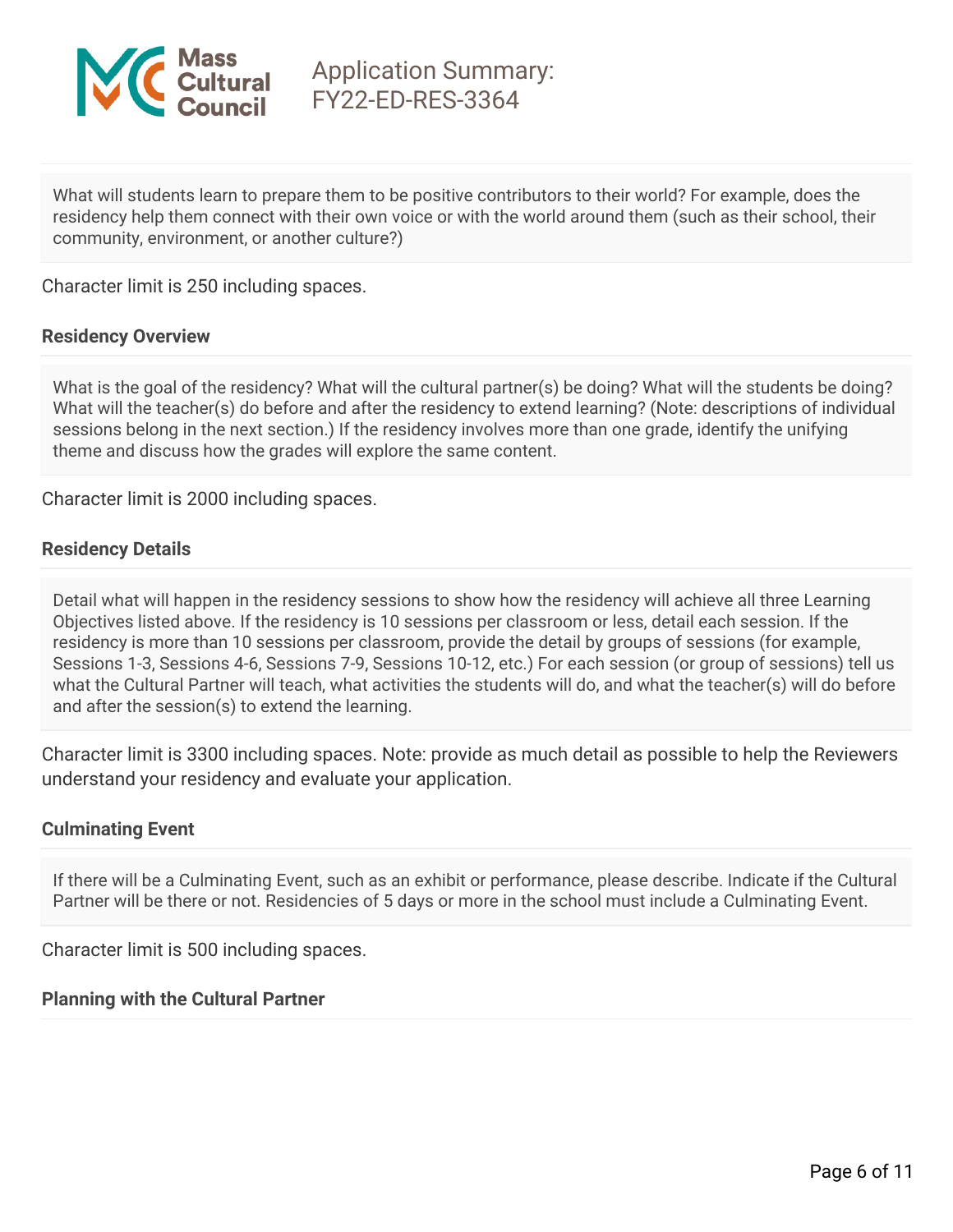What will students learn to prepare them to be positive contributors to their world? For example, does the residency help them connect with their own voice or with the world around them (such as their school, their community, environment, or another culture?)

Character limit is 250 including spaces.

### Residency Overview

What is the goal of the residency? What will the cultural partner(s) be doing? What will the students be doing? What will the teacher(s) do before and after the residency to extend learning? (Note: descriptions of individual sessions belong in the next section.) If the residency involves more than one grade, identify the unifying theme and discuss how the grades will explore the same content.

Character limit is 2000 including spaces.

### Residency Details

Detail what will happen in the residency sessions to show how the residency will achieve all three Learning Objectives listed above. If the residency is 10 sessions per classroom or less, detail each session. If the residency is more than 10 sessions per classroom, provide the detail by groups of sessions (for example, Sessions 1-3, Sessions 4-6, Sessions 7-9, Sessions 10-12, etc.) For each session (or group of sessions) tell us what the Cultural Partner will teach, what activities the students will do, and what the teacher(s) will do before and after the session(s) to extend the learning.

Character limit is 3300 including spaces. Note: provide as much detail as possible to help the Reviewers understand your residency and evaluate your application.

### Culminating Event

If there will be a Culminating Event, such as an exhibit or performance, please describe. Indicate if the Cultural Partner will be there or not. Residencies of 5 days or more in the school must include a Culminating Event.

Character limit is 500 including spaces.

### Planning with the Cultural Partner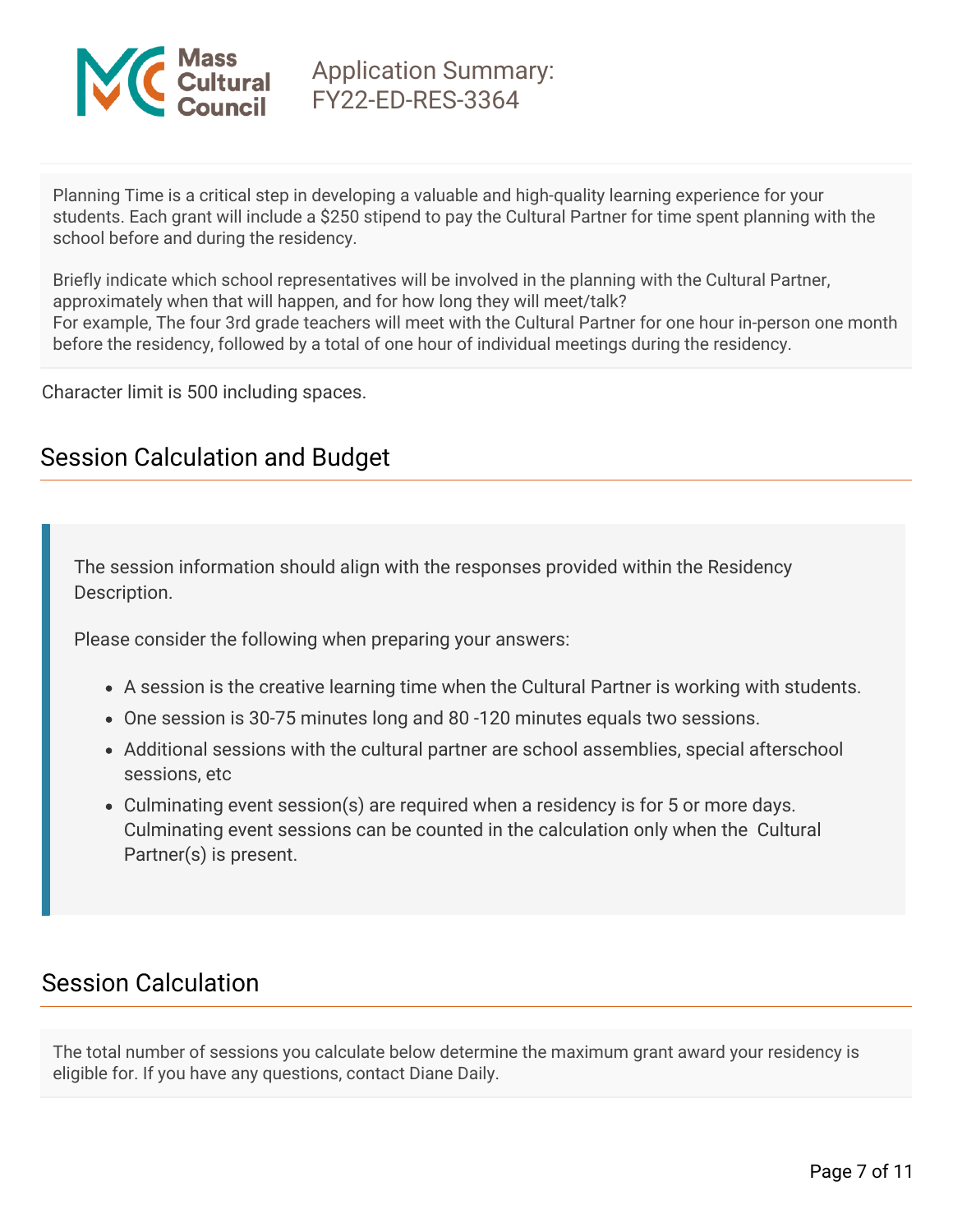Planning Time is a critical step in developing a valuable and high-quality learning experience for your students. Each grant will include a $250 stipend to pay the Cultural Partner for time spent planning with the school before and during the residency.

Briefly indicate which school representatives will be involved in the planning with the Cultural Partner, approximately when that will happen, and for how long they will meet/talk?
For example, The four 3rd grade teachers will meet with the Cultural Partner for one hour in-person one month before the residency, followed by a total of one hour of individual meetings during the residency.

Character limit is 500 including spaces.

## Session Calculation and Budget

The session information should align with the responses provided within the Residency Description.

Please consider the following when preparing your answers:

- A session is the creative learning time when the Cultural Partner is working with students.
- One session is 30-75 minutes long and 80 -120 minutes equals two sessions.
- Additional sessions with the cultural partner are school assemblies, special afterschool sessions, etc
- Culminating event session(s) are required when a residency is for 5 or more days. Culminating event sessions can be counted in the calculation only when the Cultural Partner(s) is present.

## Session Calculation

The total number of sessions you calculate below determine the maximum grant award your residency is eligible for. If you have any questions, contact Diane Daily.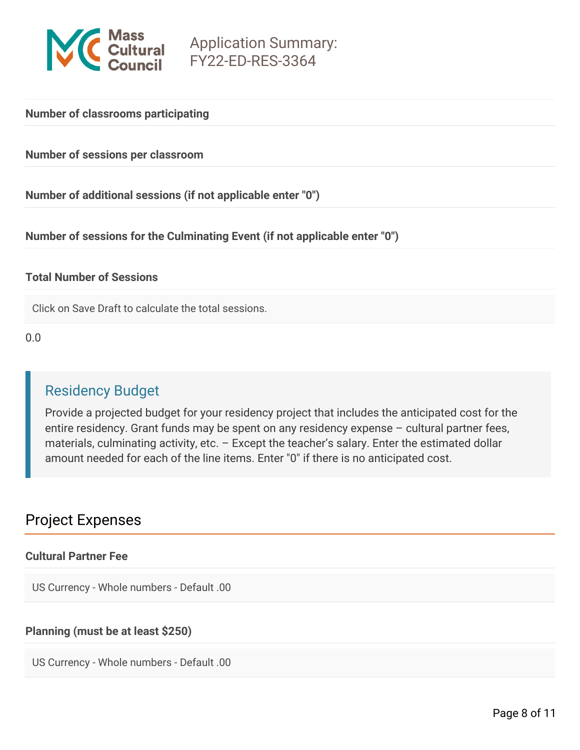**Number of classrooms participating**

**Number of sessions per classroom**

**Number of additional sessions (if not applicable enter "0")**

**Number of sessions for the Culminating Event (if not applicable enter "0")**

**Total Number of Sessions**

Click on Save Draft to calculate the total sessions.

0.0

## Residency Budget

Provide a projected budget for your residency project that includes the anticipated cost for the entire residency. Grant funds may be spent on any residency expense – cultural partner fees, materials, culminating activity, etc. – Except the teacher's salary. Enter the estimated dollar amount needed for each of the line items. Enter "0" if there is no anticipated cost.

## Project Expenses

**Cultural Partner Fee**

US Currency - Whole numbers - Default .00

**Planning (must be at least $250)**

US Currency - Whole numbers - Default .00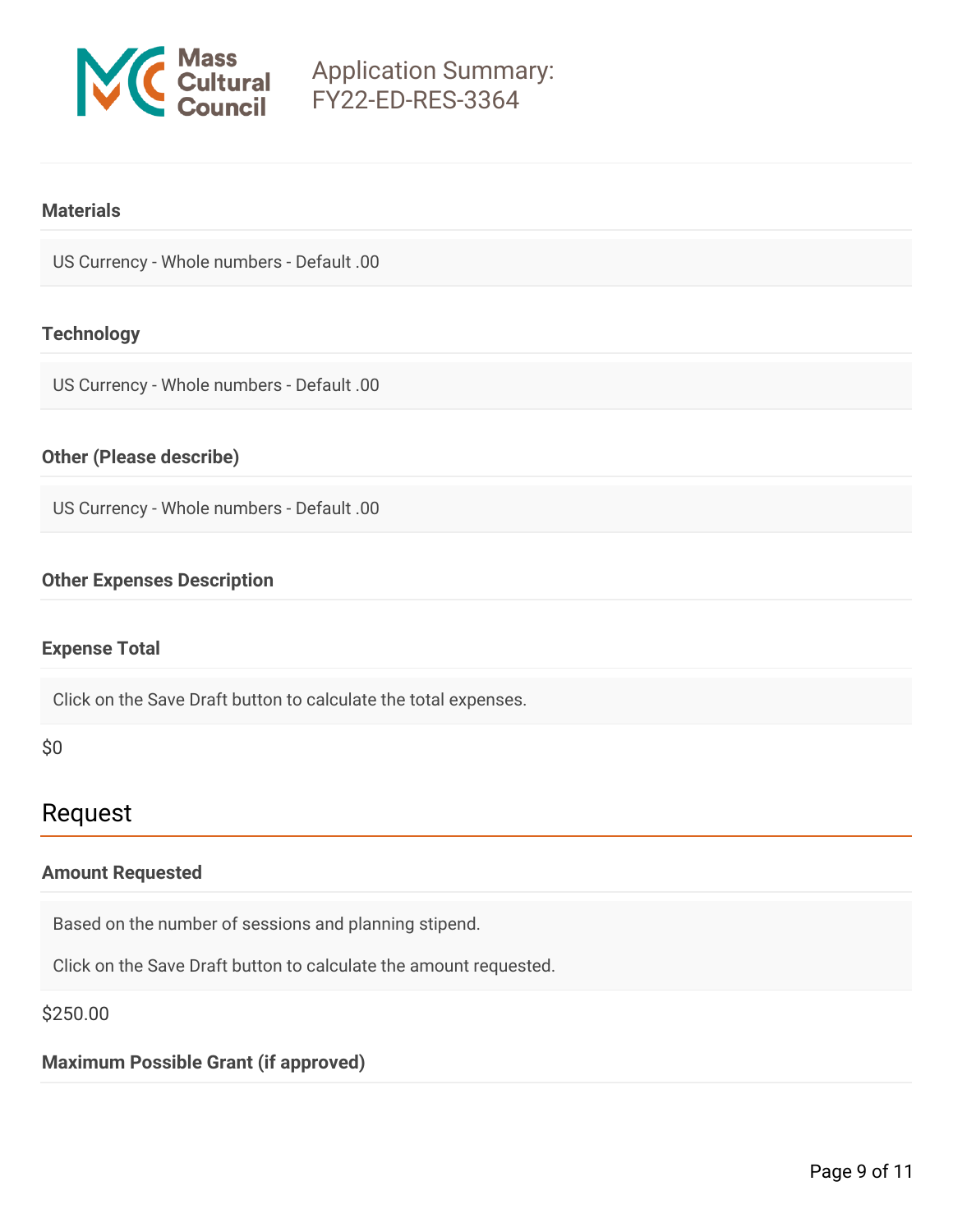#### Materials

US Currency - Whole numbers - Default .00

#### Technology

US Currency - Whole numbers - Default .00

#### Other (Please describe)

US Currency - Whole numbers - Default .00

#### Other Expenses Description

#### Expense Total

Click on the Save Draft button to calculate the total expenses.

$0

## Request

#### Amount Requested

Based on the number of sessions and planning stipend.

Click on the Save Draft button to calculate the amount requested.

$250.00

#### Maximum Possible Grant (if approved)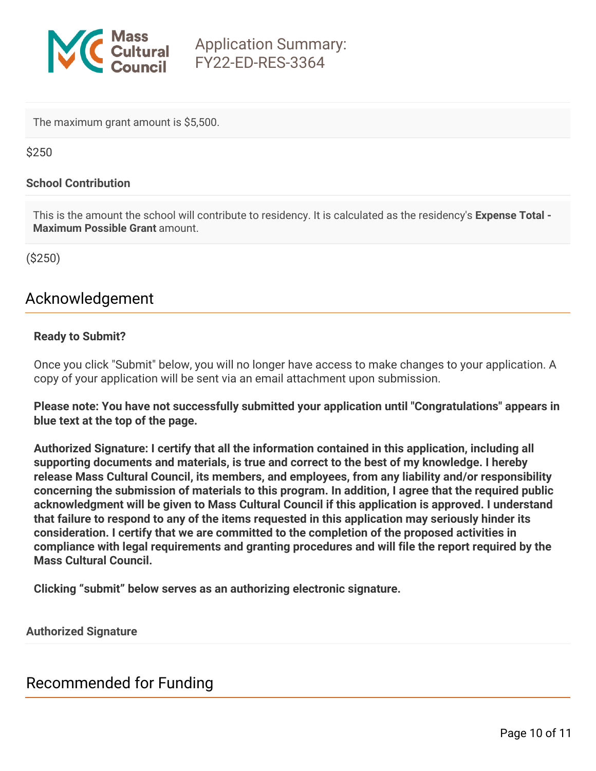The maximum grant amount is $5,500.

$250

**School Contribution**

This is the amount the school will contribute to residency. It is calculated as the residency's **Expense Total - Maximum Possible Grant** amount.

($250)

## Acknowledgement

**Ready to Submit?**

Once you click "Submit" below, you will no longer have access to make changes to your application. A copy of your application will be sent via an email attachment upon submission.

**Please note: You have not successfully submitted your application until "Congratulations" appears in blue text at the top of the page.**

**Authorized Signature: I certify that all the information contained in this application, including all supporting documents and materials, is true and correct to the best of my knowledge. I hereby release Mass Cultural Council, its members, and employees, from any liability and/or responsibility concerning the submission of materials to this program. In addition, I agree that the required public acknowledgment will be given to Mass Cultural Council if this application is approved. I understand that failure to respond to any of the items requested in this application may seriously hinder its consideration. I certify that we are committed to the completion of the proposed activities in compliance with legal requirements and granting procedures and will file the report required by the Mass Cultural Council.**

**Clicking “submit” below serves as an authorizing electronic signature.**

**Authorized Signature**

## Recommended for Funding